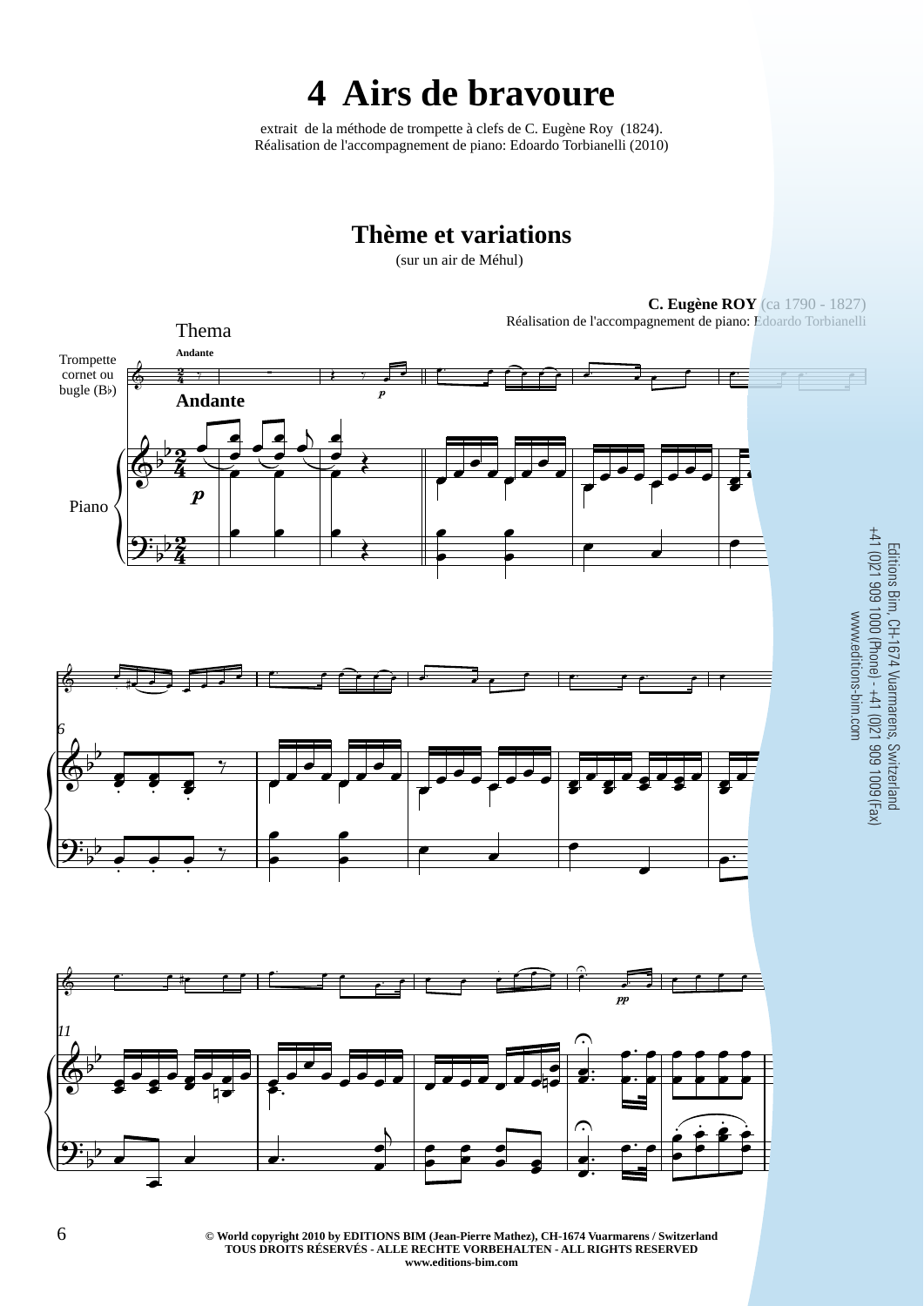# 4 Airs de bravoure

extrait de la méthode de trompette à clefs de C. Eugène Roy (1824).
Réalisation de l'accompagnement de piano: Edoardo Torbianelli (2010)

## Thème et variations

(sur un air de Méhul)

**C. Eugène ROY** (ca 1790 - 1827)
Réalisation de l'accompagnement de piano: Edoardo Torbianelli

Thema

**Andante**

Trompette cornet ou bugle (B♭)

Piano

Editions Bim, CH-1674 Vuarmarens, Switzerland
+41 (0)21 909 1000 (Phone) - +41 (0)21 909 1009 (Fax)
www.editions-bim.com

**© World copyright 2010 by EDITIONS BIM (Jean-Pierre Mathez), CH-1674 Vuarmarens / Switzerland**
**TOUS DROITS RÉSERVÉS - ALLE RECHTE VORBEHALTEN - ALL RIGHTS RESERVED**
**www.editions-bim.com**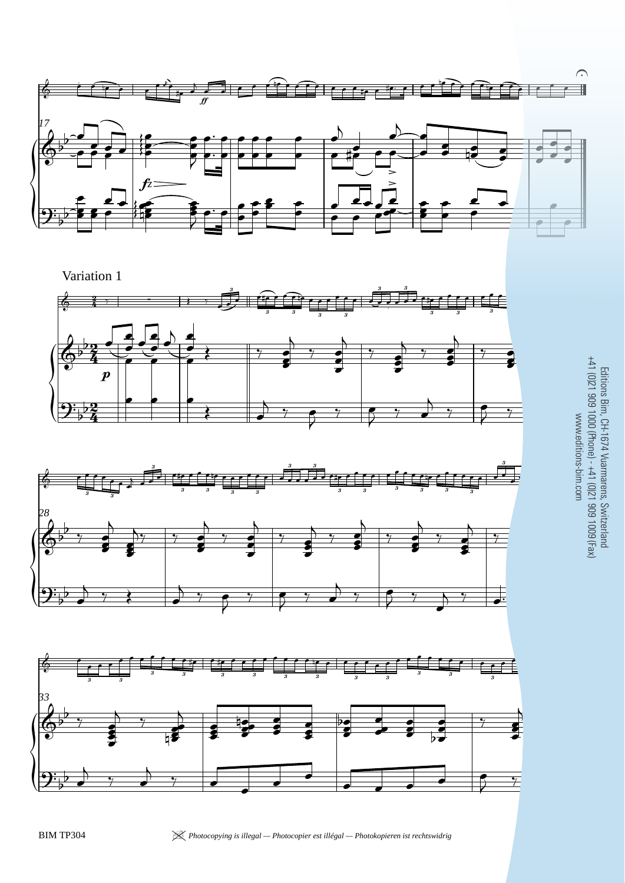## Variation 1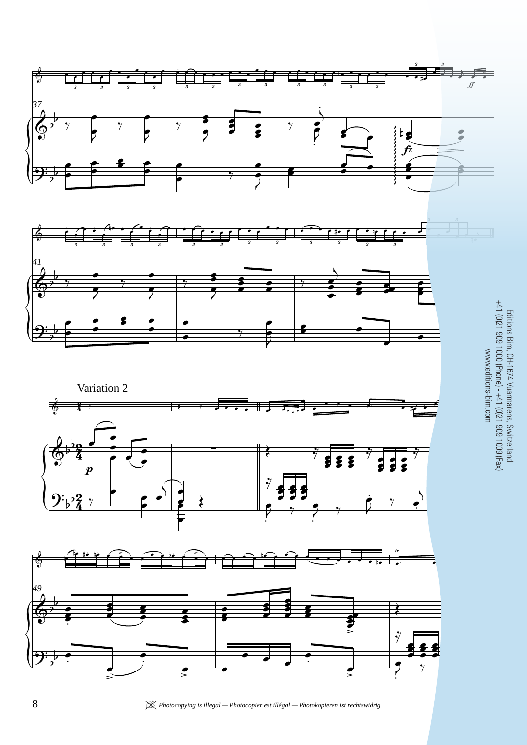Variation 2

Editions Bim, CH-1674 Vuarmarens, Switzerland
+41 (0)21 909 1000 (Phone) - +41 (0)21 909 1009 (Fax)
www.editions-bim.com

*Photocopying is illegal — Photocopier est illégal — Photokopieren ist rechtswidrig*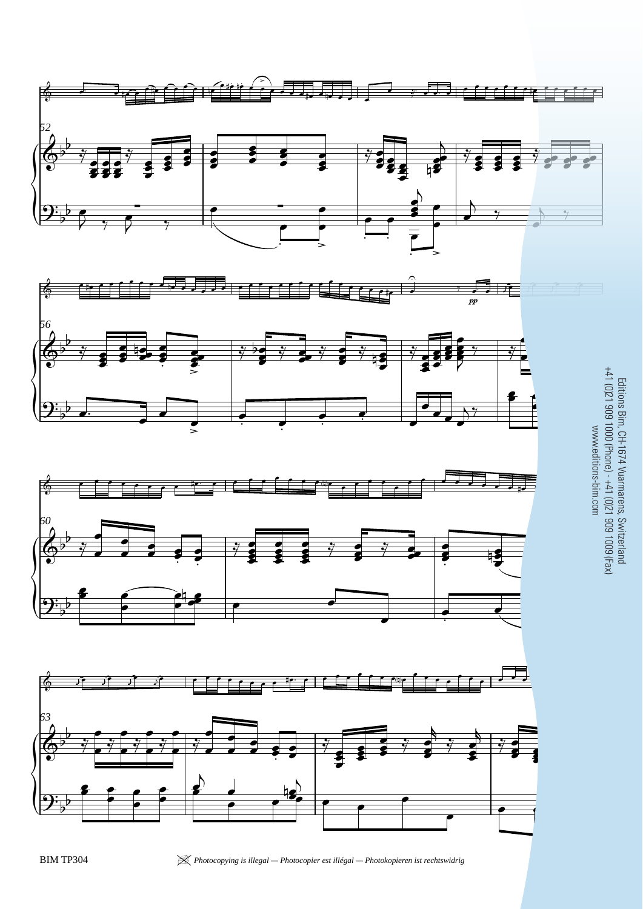Editions Bim, CH-1674 Vuarmarens, Switzerland
+41 (0)21 909 1000 (Phone) - +41 (0)21 909 1009 (Fax)
www.editions-bim.com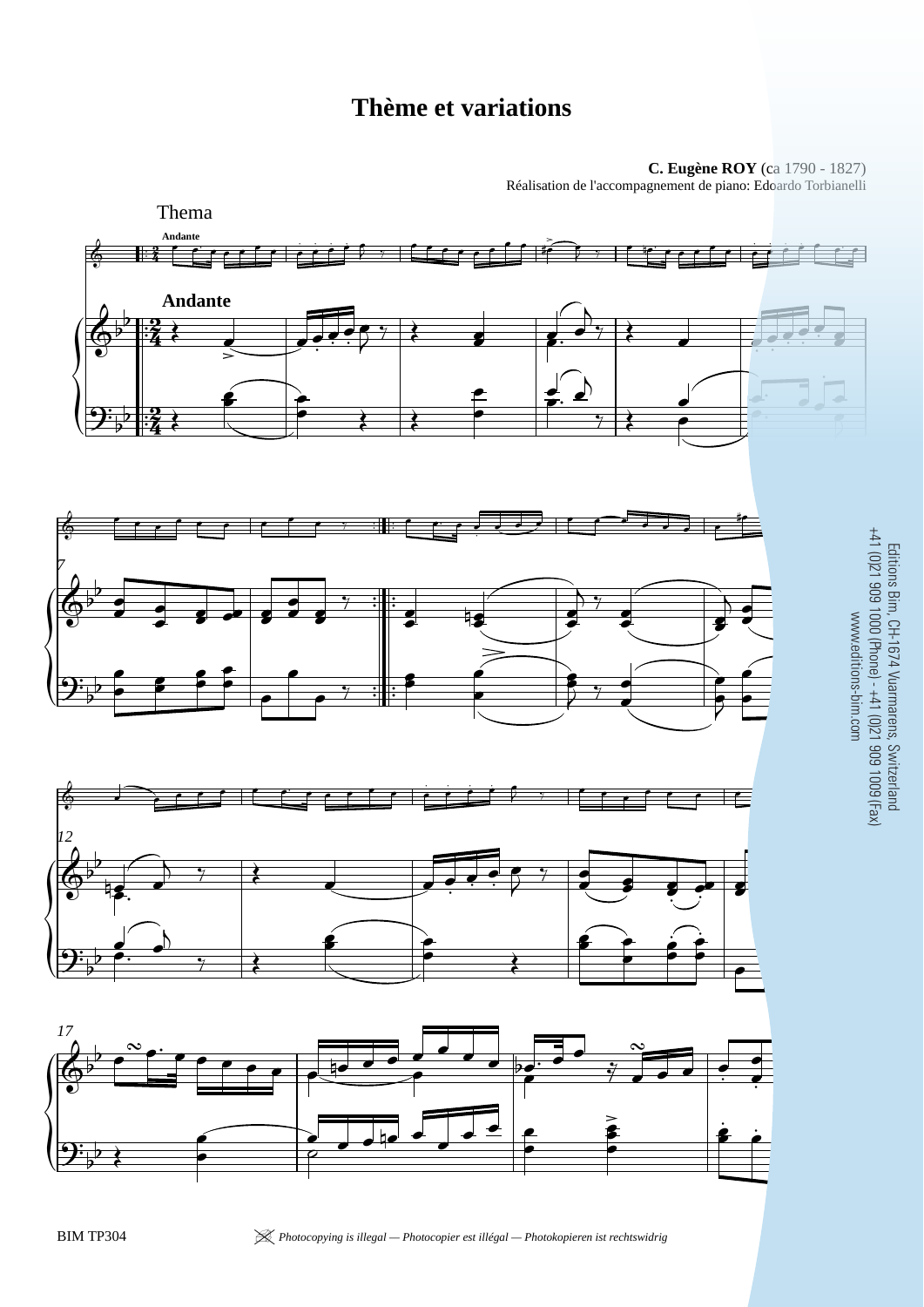# Thème et variations

**C. Eugène ROY** (ca 1790 - 1827)
Réalisation de l'accompagnement de piano: Edoardo Torbianelli

Thema

Andante

Editions Bim, CH-1674 Vuarmarens, Switzerland
+41 (0)21 909 1000 (Phone) - +41 (0)21 909 1009 (Fax)
www.editions-bim.com

BIM TP304

*Photocopying is illegal — Photocopier est illégal — Photokopieren ist rechtswidrig*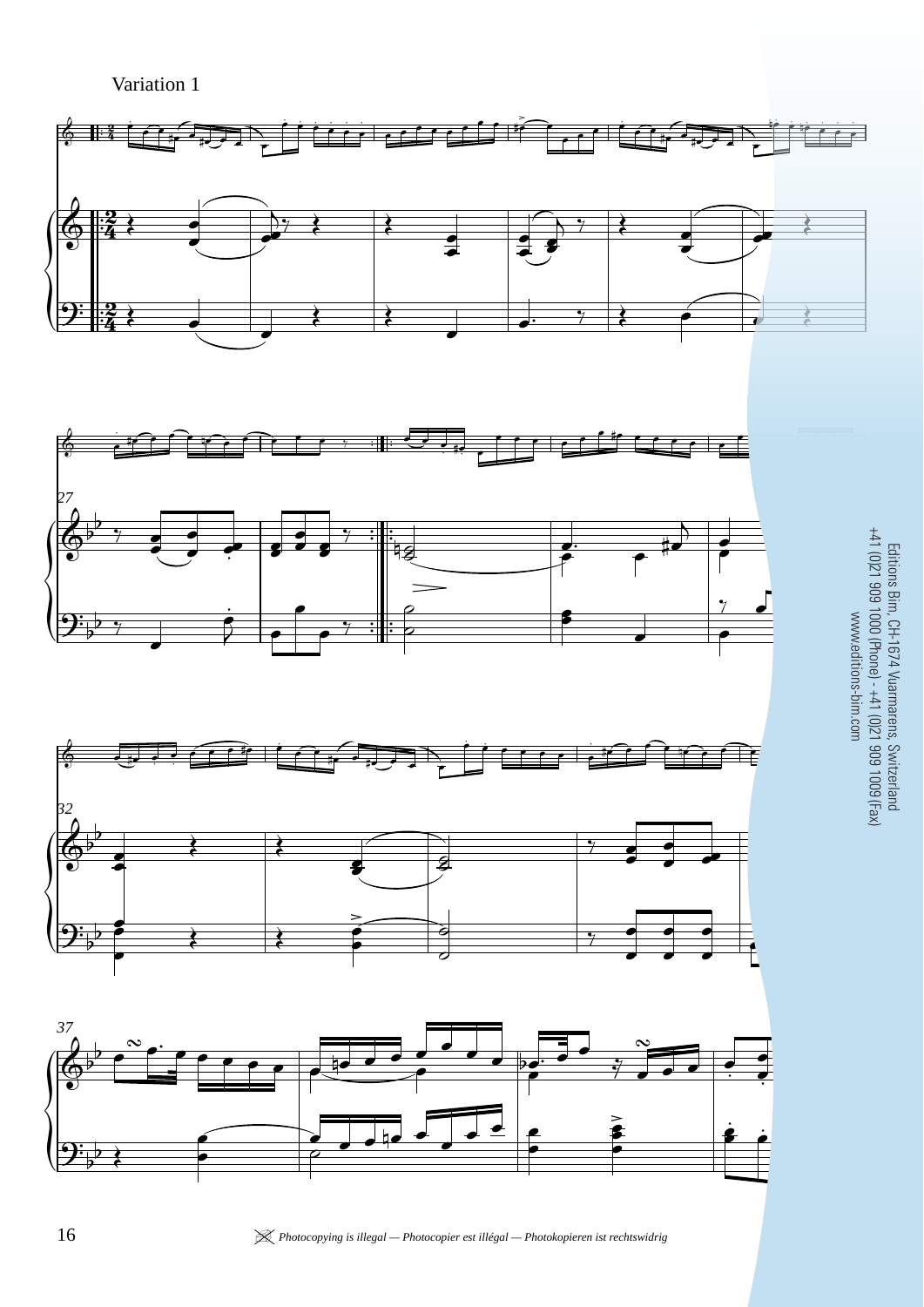Variation 1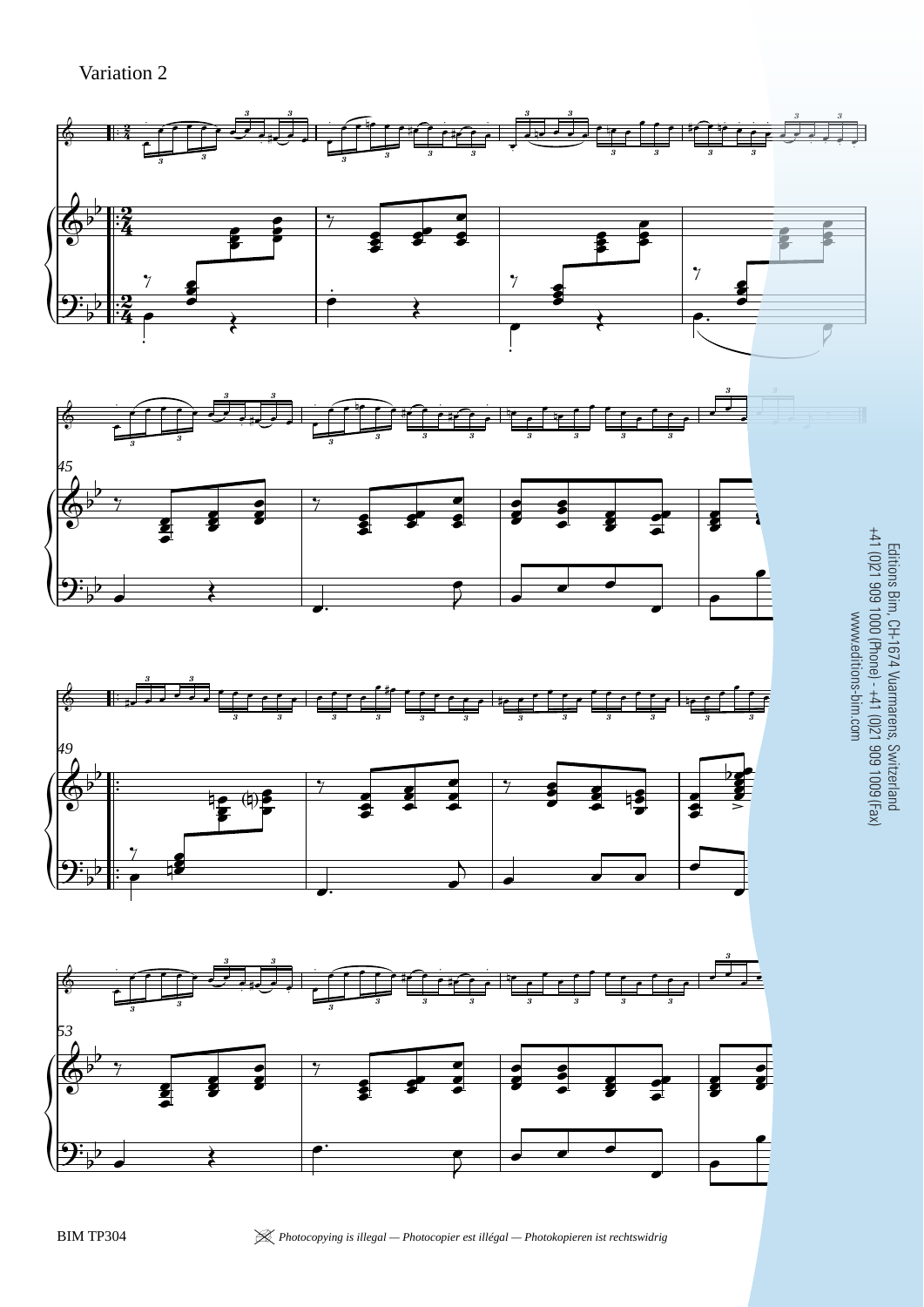Variation 2

Editions Bim, CH-1674 Vuarmarens, Switzerland
+41 (0)21 909 1000 (Phone) - +41 (0)21 909 1009 (Fax)
www.editions-bim.com

BIM TP304

*Photocopying is illegal — Photocopier est illégal — Photokopieren ist rechtswidrig*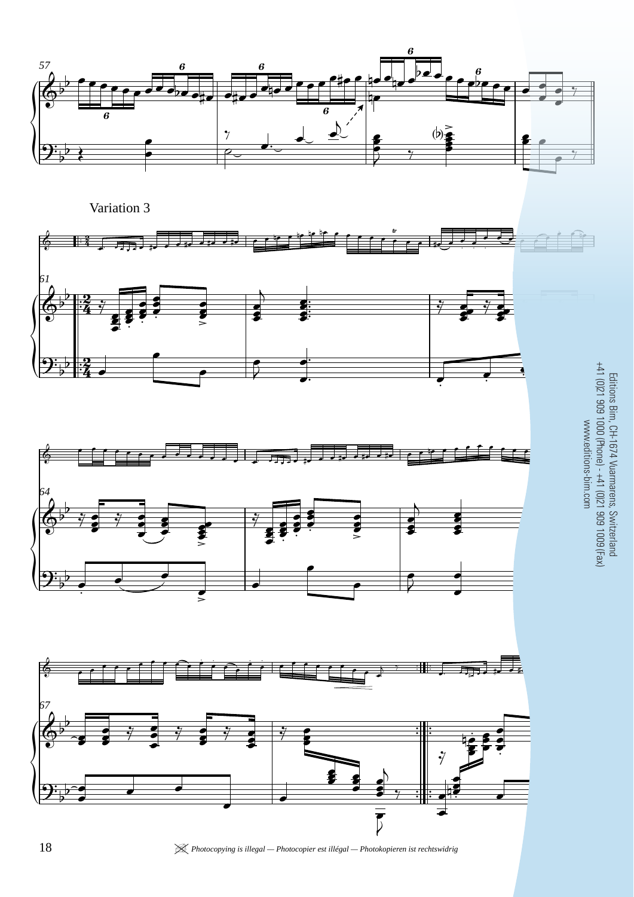Variation 3

Editions Bim, CH-1674 Vuarmarens, Switzerland
+41 (0)21 909 1000 (Phone) - +41 (0)21 909 1009 (Fax)
www.editions-bim.com

*Photocopying is illegal — Photocopier est illégal — Photokopieren ist rechtswidrig*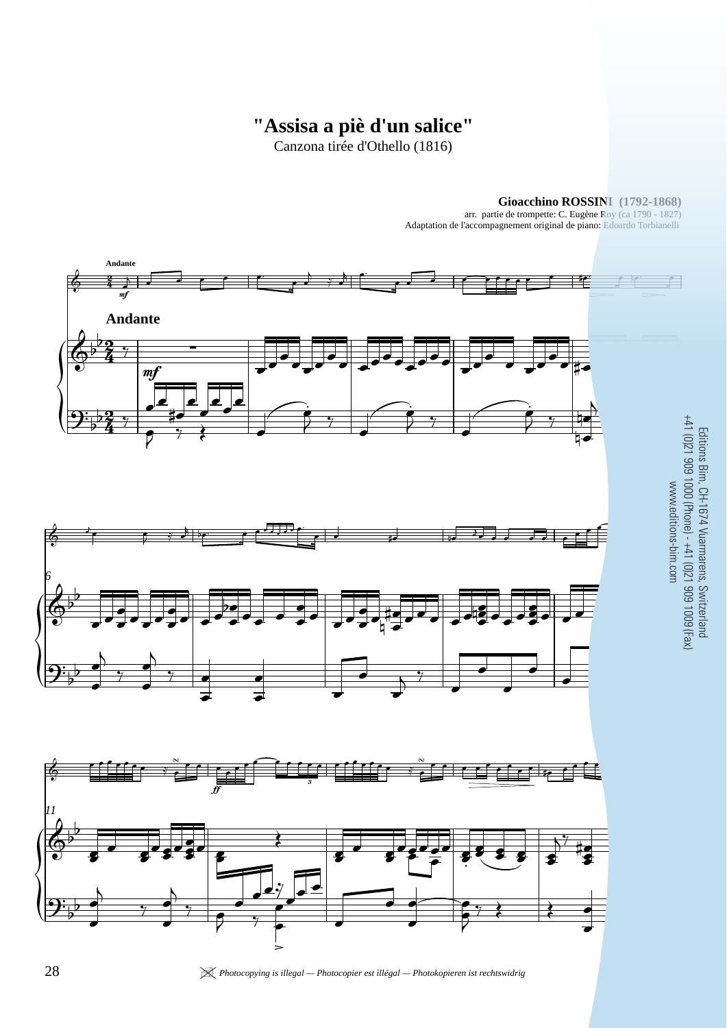# "Assisa a piè d'un salice"

Canzona tirée d'Othello (1816)

**Gioacchino ROSSINI (1792-1868)**

arr. partie de trompette: C. Eugène Roy (ca 1790 - 1827)

Adaptation de l'accompagnement original de piano: Edoardo Torbianelli

Editions Bim, CH-1674 Vuarmarens, Switzerland
+41 (0)21 909 1000 (Phone) - +41 (0)21 909 1009 (Fax)
www.editions-bim.com

*Photocopying is illegal — Photocopier est illégal — Photokopieren ist rechtswidrig*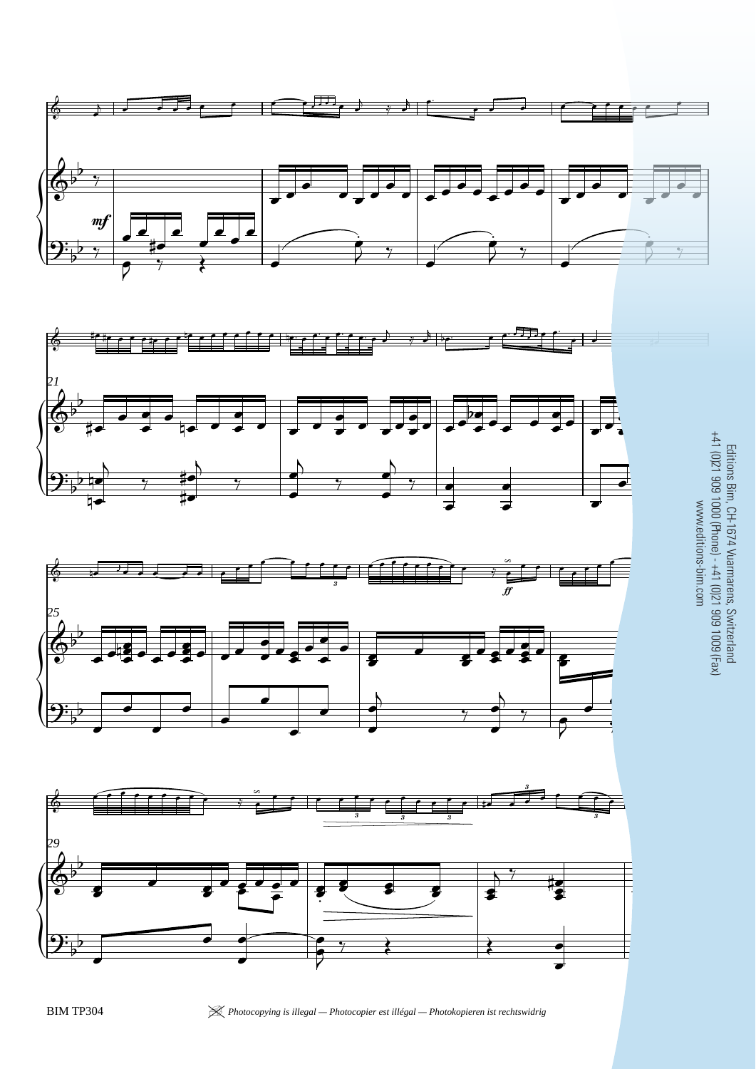Editions Bim, CH-1674 Vuarmarens, Switzerland
+41 (0)21 909 1000 (Phone) - +41 (0)21 909 1009 (Fax)
www.editions-bim.com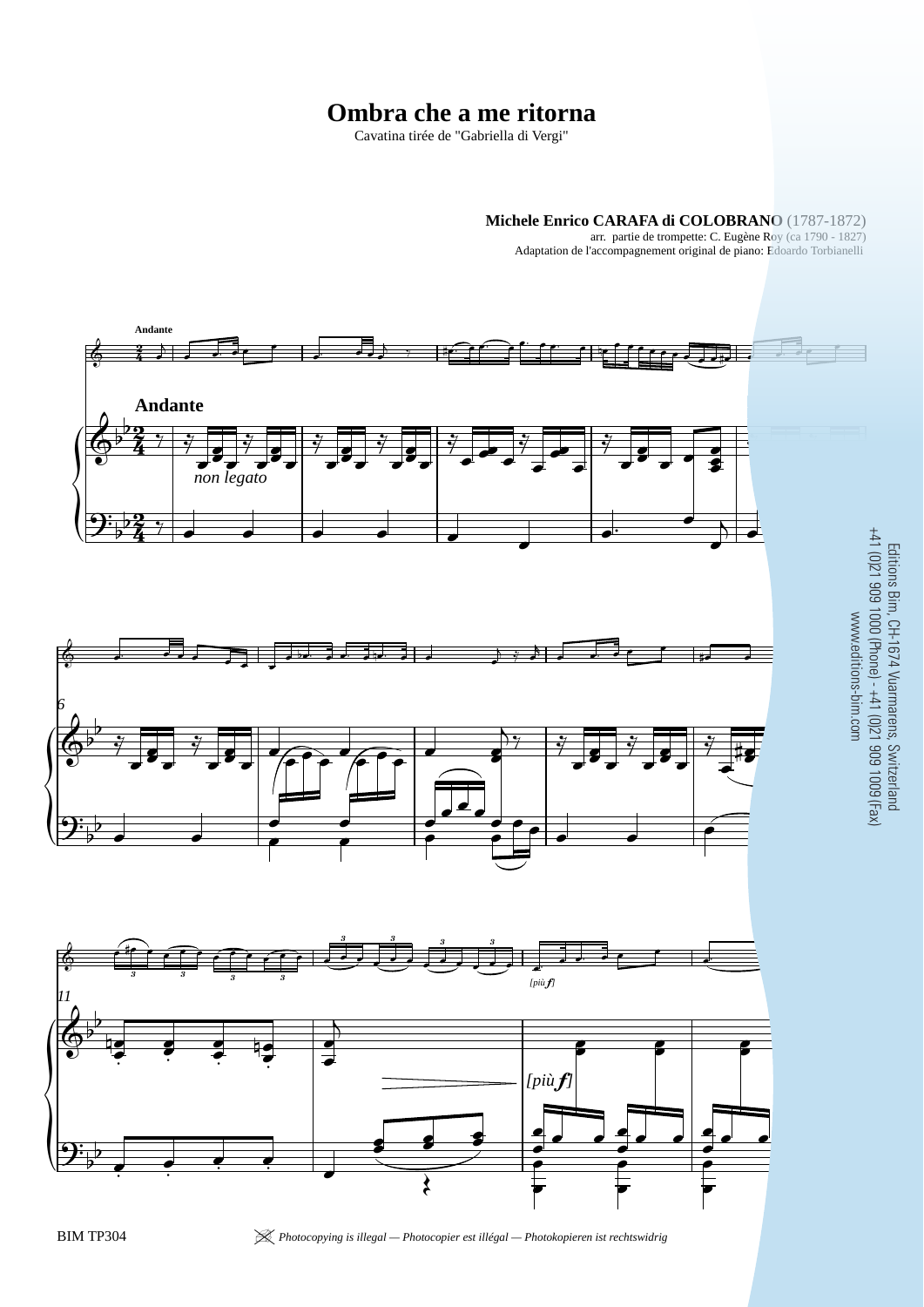# Ombra che a me ritorna

Cavatina tirée de "Gabriella di Vergi"

**Michele Enrico CARAFA di COLOBRANO** (1787-1872)
arr. partie de trompette: C. Eugène Roy (ca 1790 - 1827)
Adaptation de l'accompagnement original de piano: Edoardo Torbianelli

Editions Bim, CH-1674 Vuarmarens, Switzerland
+41 (0)21 909 1000 (Phone) - +41 (0)21 909 1009 (Fax)
www.editions-bim.com

BIM TP304

*Photocopying is illegal — Photocopier est illégal — Photokopieren ist rechtswidrig*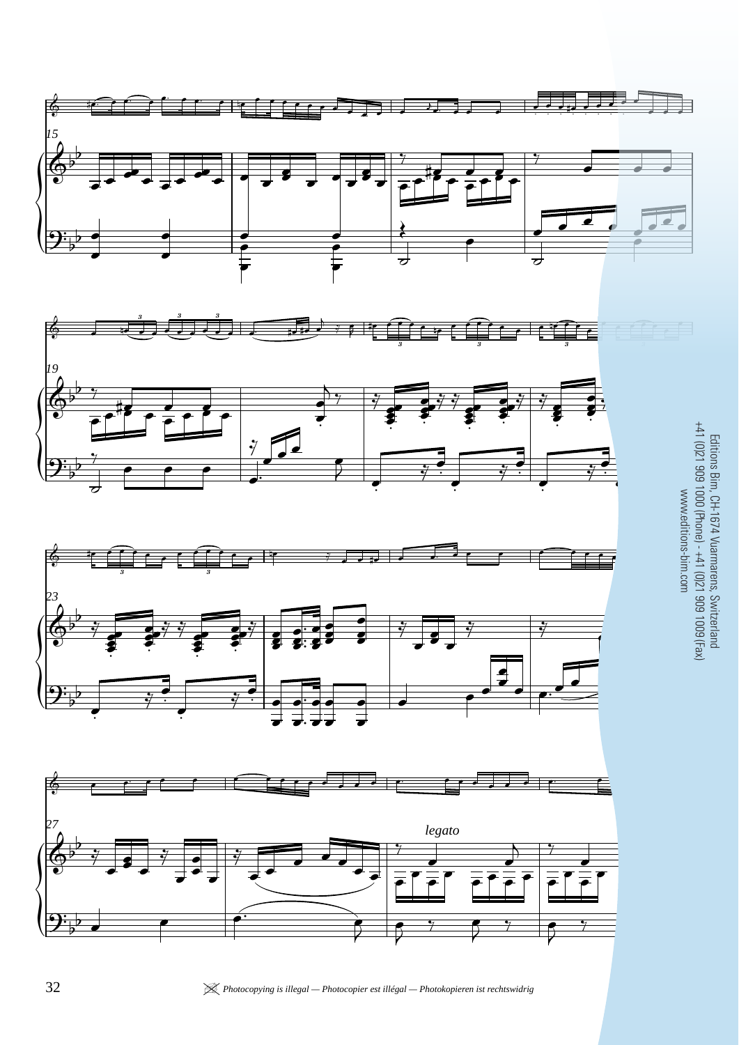Editions Bim, CH-1674 Vuarmarens, Switzerland
+41 (0)21 909 1000 (Phone) - +41 (0)21 909 1009 (Fax)
www.editions-bim.com

*Photocopying is illegal — Photocopier est illégal — Photokopieren ist rechtswidrig*